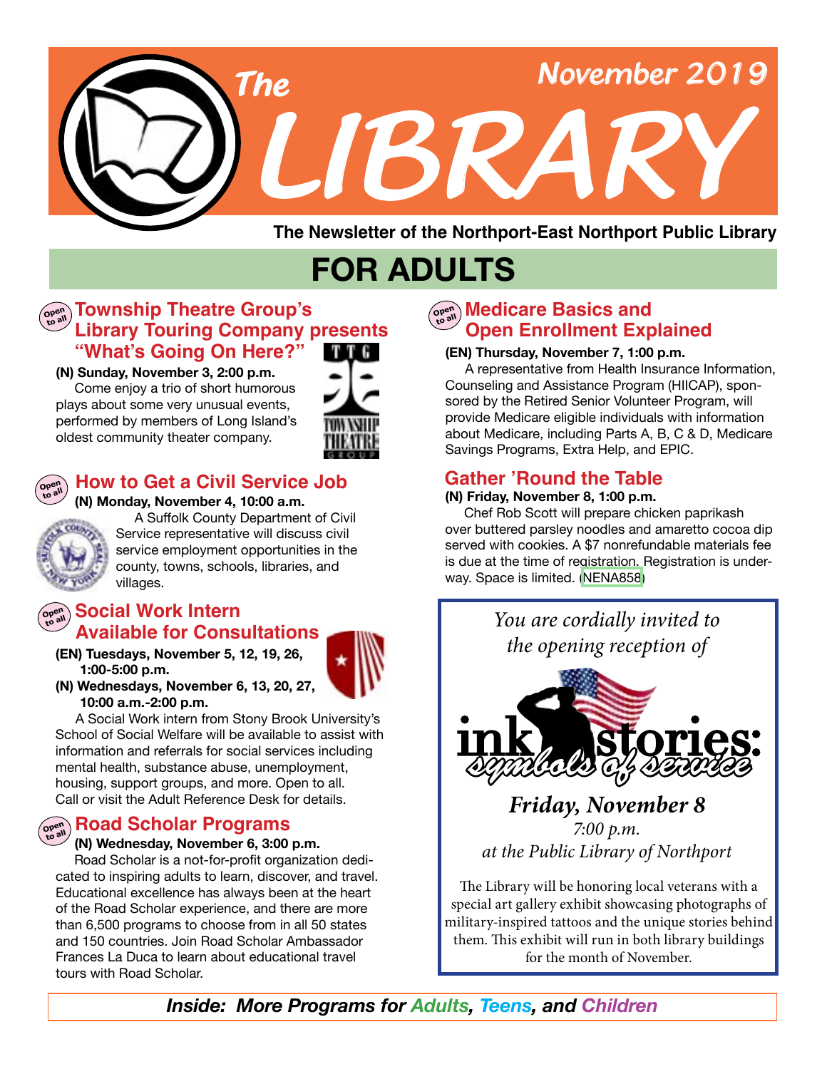# The LIBRARY

November 2019

The Newsletter of the Northport-East Northport Public Library

## FOR ADULTS

### Township Theatre Group's Library Touring Company presents "What's Going On Here?"

Open to all

**(N) Sunday, November 3, 2:00 p.m.**

Come enjoy a trio of short humorous plays about some very unusual events, performed by members of Long Island's oldest community theater company.

### How to Get a Civil Service Job

Open to all

**(N) Monday, November 4, 10:00 a.m.**

A Suffolk County Department of Civil Service representative will discuss civil service employment opportunities in the county, towns, schools, libraries, and villages.

### Social Work Intern Available for Consultations

Open to all

**(EN) Tuesdays, November 5, 12, 19, 26, 1:00-5:00 p.m.**

**(N) Wednesdays, November 6, 13, 20, 27, 10:00 a.m.-2:00 p.m.**

A Social Work intern from Stony Brook University's School of Social Welfare will be available to assist with information and referrals for social services including mental health, substance abuse, unemployment, housing, support groups, and more. Open to all. Call or visit the Adult Reference Desk for details.

### Road Scholar Programs

Open to all

**(N) Wednesday, November 6, 3:00 p.m.**

Road Scholar is a not-for-profit organization dedicated to inspiring adults to learn, discover, and travel. Educational excellence has always been at the heart of the Road Scholar experience, and there are more than 6,500 programs to choose from in all 50 states and 150 countries. Join Road Scholar Ambassador Frances La Duca to learn about educational travel tours with Road Scholar.

### Medicare Basics and Open Enrollment Explained

Open to all

**(EN) Thursday, November 7, 1:00 p.m.**

A representative from Health Insurance Information, Counseling and Assistance Program (HIICAP), sponsored by the Retired Senior Volunteer Program, will provide Medicare eligible individuals with information about Medicare, including Parts A, B, C & D, Medicare Savings Programs, Extra Help, and EPIC.

### Gather 'Round the Table

**(N) Friday, November 8, 1:00 p.m.**

Chef Rob Scott will prepare chicken paprikash over buttered parsley noodles and amaretto cocoa dip served with cookies. A $7 nonrefundable materials fee is due at the time of registration. Registration is underway. Space is limited. (NENA858)

*You are cordially invited to the opening reception of*

**ink stories: symbols of service**

***Friday, November 8***

*7:00 p.m.*

*at the Public Library of Northport*

The Library will be honoring local veterans with a special art gallery exhibit showcasing photographs of military-inspired tattoos and the unique stories behind them. This exhibit will run in both library buildings for the month of November.

***Inside: More Programs for Adults, Teens, and Children***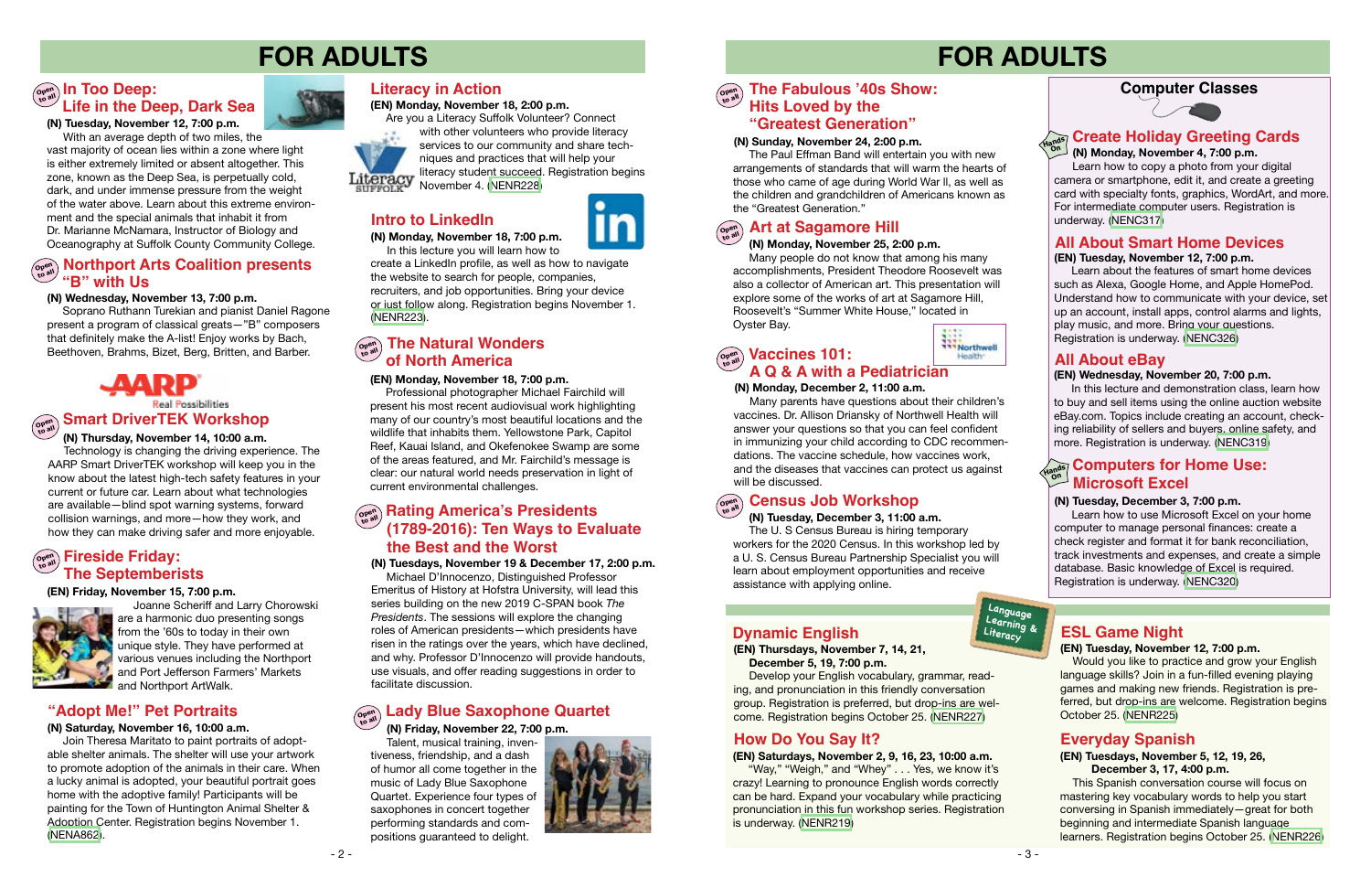# FOR ADULTS

## In Too Deep: Life in the Deep, Dark Sea

**(N) Tuesday, November 12, 7:00 p.m.**

With an average depth of two miles, the vast majority of ocean lies within a zone where light is either extremely limited or absent altogether. This zone, known as the Deep Sea, is perpetually cold, dark, and under immense pressure from the weight of the water above. Learn about this extreme environment and the special animals that inhabit it from Dr. Marianne McNamara, Instructor of Biology and Oceanography at Suffolk County Community College.

## Northport Arts Coalition presents "B" with Us

**(N) Wednesday, November 13, 7:00 p.m.**

Soprano Ruthann Turekian and pianist Daniel Ragone present a program of classical greats—"B" composers that definitely make the A-list! Enjoy works by Bach, Beethoven, Brahms, Bizet, Berg, Britten, and Barber.

## Smart DriverTEK Workshop

**(N) Thursday, November 14, 10:00 a.m.**

Technology is changing the driving experience. The AARP Smart DriverTEK workshop will keep you in the know about the latest high-tech safety features in your current or future car. Learn about what technologies are available—blind spot warning systems, forward collision warnings, and more—how they work, and how they can make driving safer and more enjoyable.

## Fireside Friday: The Septemberists

**(EN) Friday, November 15, 7:00 p.m.**

Joanne Scheriff and Larry Chorowski are a harmonic duo presenting songs from the '60s to today in their own unique style. They have performed at various venues including the Northport and Port Jefferson Farmers' Markets and Northport ArtWalk.

## "Adopt Me!" Pet Portraits

**(N) Saturday, November 16, 10:00 a.m.**

Join Theresa Maritato to paint portraits of adoptable shelter animals. The shelter will use your artwork to promote adoption of the animals in their care. When a lucky animal is adopted, your beautiful portrait goes home with the adoptive family! Participants will be painting for the Town of Huntington Animal Shelter & Adoption Center. Registration begins November 1. (NENA862)

## Literacy in Action

**(EN) Monday, November 18, 2:00 p.m.**

Are you a Literacy Suffolk Volunteer? Connect with other volunteers who provide literacy services to our community and share techniques and practices that will help your literacy student succeed. Registration begins November 4. (NENR228)

## Intro to LinkedIn

**(N) Monday, November 18, 7:00 p.m.**

In this lecture you will learn how to create a LinkedIn profile, as well as how to navigate the website to search for people, companies, recruiters, and job opportunities. Bring your device or just follow along. Registration begins November 1. (NENR223)

## The Natural Wonders of North America

**(EN) Monday, November 18, 7:00 p.m.**

Professional photographer Michael Fairchild will present his most recent audiovisual work highlighting many of our country's most beautiful locations and the wildlife that inhabits them. Yellowstone Park, Capitol Reef, Kauai Island, and Okefenokee Swamp are some of the areas featured, and Mr. Fairchild's message is clear: our natural world needs preservation in light of current environmental challenges.

## Rating America's Presidents (1789-2016): Ten Ways to Evaluate the Best and the Worst

**(N) Tuesdays, November 19 & December 17, 2:00 p.m.**

Michael D'Innocenzo, Distinguished Professor Emeritus of History at Hofstra University, will lead this series building on the new 2019 C-SPAN book *The Presidents*. The sessions will explore the changing roles of American presidents—which presidents have risen in the ratings over the years, which have declined, and why. Professor D'Innocenzo will provide handouts, use visuals, and offer reading suggestions in order to facilitate discussion.

## Lady Blue Saxophone Quartet

**(N) Friday, November 22, 7:00 p.m.**

Talent, musical training, inventiveness, friendship, and a dash of humor all come together in the music of Lady Blue Saxophone Quartet. Experience four types of saxophones in concert together performing standards and compositions guaranteed to delight.

# FOR ADULTS

## The Fabulous '40s Show: Hits Loved by the "Greatest Generation"

**(N) Sunday, November 24, 2:00 p.m.**

The Paul Effman Band will entertain you with new arrangements of standards that will warm the hearts of those who came of age during World War II, as well as the children and grandchildren of Americans known as the "Greatest Generation."

## Art at Sagamore Hill

**(N) Monday, November 25, 2:00 p.m.**

Many people do not know that among his many accomplishments, President Theodore Roosevelt was also a collector of American art. This presentation will explore some of the works of art at Sagamore Hill, Roosevelt's "Summer White House," located in Oyster Bay.

## Vaccines 101: A Q & A with a Pediatrician

**(N) Monday, December 2, 11:00 a.m.**

Many parents have questions about their children's vaccines. Dr. Allison Driansky of Northwell Health will answer your questions so that you can feel confident in immunizing your child according to CDC recommendations. The vaccine schedule, how vaccines work, and the diseases that vaccines can protect us against will be discussed.

## Census Job Workshop

**(N) Tuesday, December 3, 11:00 a.m.**

The U. S. Census Bureau is hiring temporary workers for the 2020 Census. In this workshop led by a U. S. Census Bureau Partnership Specialist you will learn about employment opportunities and receive assistance with applying online.

## Computer Classes

### Create Holiday Greeting Cards

**(N) Monday, November 4, 7:00 p.m.**

Learn how to copy a photo from your digital camera or smartphone, edit it, and create a greeting card with specialty fonts, graphics, WordArt, and more. For intermediate computer users. Registration is underway. (NENC317)

### All About Smart Home Devices

**(EN) Tuesday, November 12, 7:00 p.m.**

Learn about the features of smart home devices such as Alexa, Google Home, and Apple HomePod. Understand how to communicate with your device, set up an account, install apps, control alarms and lights, play music, and more. Bring your questions. Registration is underway. (NENC326)

### All About eBay

**(EN) Wednesday, November 20, 7:00 p.m.**

In this lecture and demonstration class, learn how to buy and sell items using the online auction website eBay.com. Topics include creating an account, checking reliability of sellers and buyers, online safety, and more. Registration is underway. (NENC319)

### Computers for Home Use: Microsoft Excel

**(N) Tuesday, December 3, 7:00 p.m.**

Learn how to use Microsoft Excel on your home computer to manage personal finances: create a check register and format it for bank reconciliation, track investments and expenses, and create a simple database. Basic knowledge of Excel is required. Registration is underway. (NENC320)

## Language Learning & Literacy

### Dynamic English

**(EN) Thursdays, November 7, 14, 21, December 5, 19, 7:00 p.m.**

Develop your English vocabulary, grammar, reading, and pronunciation in this friendly conversation group. Registration is preferred, but drop-ins are welcome. Registration begins October 25. (NENR227)

### How Do You Say It?

**(EN) Saturdays, November 2, 9, 16, 23, 10:00 a.m.**

"Way," "Weigh," and "Whey" . . . Yes, we know it's crazy! Learning to pronounce English words correctly can be hard. Expand your vocabulary while practicing pronunciation in this fun workshop series. Registration is underway. (NENR219)

### ESL Game Night

**(EN) Tuesday, November 12, 7:00 p.m.**

Would you like to practice and grow your English language skills? Join in a fun-filled evening playing games and making new friends. Registration is preferred, but drop-ins are welcome. Registration begins October 25. (NENR225)

### Everyday Spanish

**(EN) Tuesdays, November 5, 12, 19, 26, December 3, 17, 4:00 p.m.**

This Spanish conversation course will focus on mastering key vocabulary words to help you start conversing in Spanish immediately—great for both beginning and intermediate Spanish language learners. Registration begins October 25. (NENR226)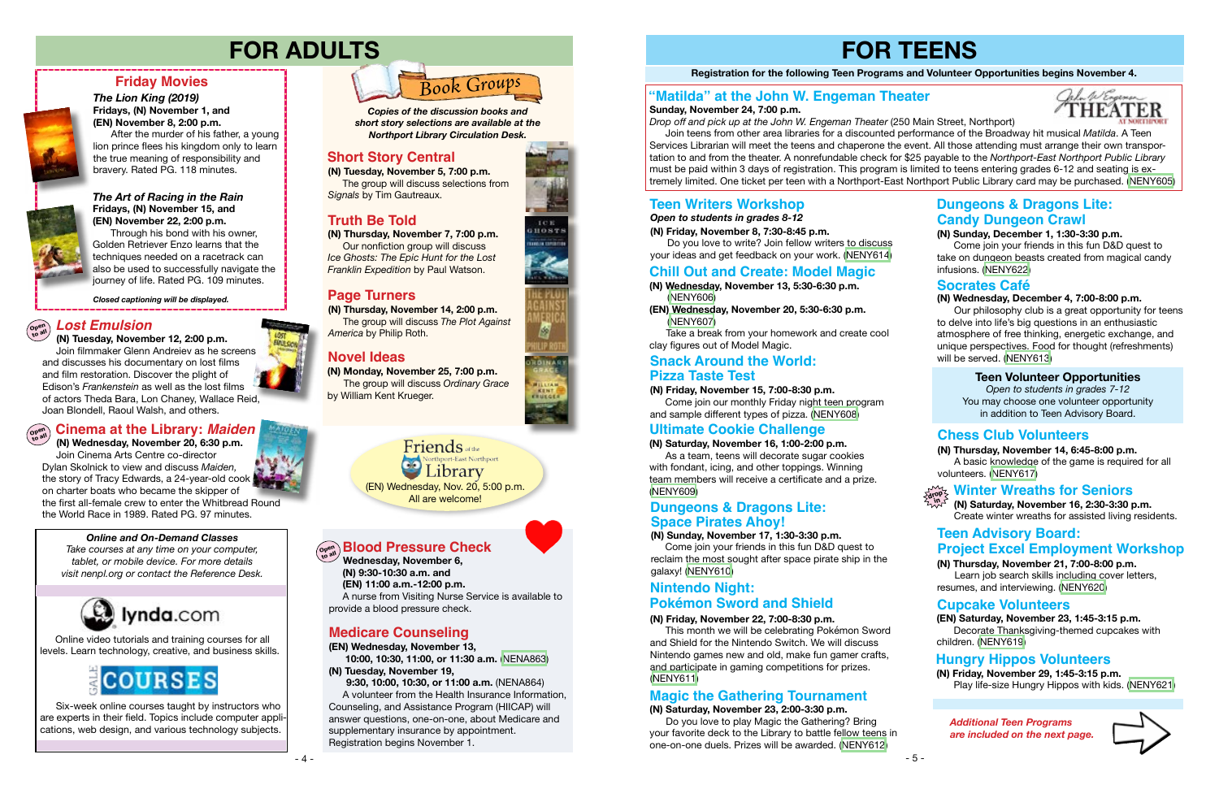# FOR ADULTS

## Friday Movies

***The Lion King (2019)***
**Fridays, (N) November 1, and (EN) November 8, 2:00 p.m.**

After the murder of his father, a young lion prince flees his kingdom only to learn the true meaning of responsibility and bravery. Rated PG. 118 minutes.

***The Art of Racing in the Rain***
**Fridays, (N) November 15, and (EN) November 22, 2:00 p.m.**

Through his bond with his owner, Golden Retriever Enzo learns that the techniques needed on a racetrack can also be used to successfully navigate the journey of life. Rated PG. 109 minutes.

***Closed captioning will be displayed.***

## *Lost Emulsion*

Open to all

**(N) Tuesday, November 12, 2:00 p.m.**

Join filmmaker Glenn Andreiev as he screens and discusses his documentary on lost films and film restoration. Discover the plight of Edison's *Frankenstein* as well as the lost films of actors Theda Bara, Lon Chaney, Wallace Reid, Joan Blondell, Raoul Walsh, and others.

## Cinema at the Library: *Maiden*

Open to all

**(N) Wednesday, November 20, 6:30 p.m.**

Join Cinema Arts Centre co-director Dylan Skolnick to view and discuss *Maiden*, the story of Tracy Edwards, a 24-year-old cook on charter boats who became the skipper of the first all-female crew to enter the Whitbread Round the World Race in 1989. Rated PG. 97 minutes.

***Online and On-Demand Classes***
*Take courses at any time on your computer, tablet, or mobile device. For more details visit nenpl.org or contact the Reference Desk.*

**lynda.com**

Online video tutorials and training courses for all levels. Learn technology, creative, and business skills.

**GALE COURSES**

Six-week online courses taught by instructors who are experts in their field. Topics include computer applications, web design, and various technology subjects.

## Book Groups

***Copies of the discussion books and short story selections are available at the Northport Library Circulation Desk.***

### Short Story Central

**(N) Tuesday, November 5, 7:00 p.m.**

The group will discuss selections from *Signals* by Tim Gautreaux.

### Truth Be Told

**(N) Thursday, November 7, 7:00 p.m.**

Our nonfiction group will discuss *Ice Ghosts: The Epic Hunt for the Lost Franklin Expedition* by Paul Watson.

### Page Turners

**(N) Thursday, November 14, 2:00 p.m.**

The group will discuss *The Plot Against America* by Philip Roth.

### Novel Ideas

**(N) Monday, November 25, 7:00 p.m.**

The group will discuss *Ordinary Grace* by William Kent Krueger.

**Friends of the Northport-East Northport Library**
(EN) Wednesday, Nov. 20, 5:00 p.m.
All are welcome!

## Blood Pressure Check

Open to all

**Wednesday, November 6,**
**(N) 9:30-10:30 a.m. and**
**(EN) 11:00 a.m.-12:00 p.m.**

A nurse from Visiting Nurse Service is available to provide a blood pressure check.

## Medicare Counseling

**(EN) Wednesday, November 13,**
**10:00, 10:30, 11:00, or 11:30 a.m.** (NENA863)
**(N) Tuesday, November 19,**
**9:30, 10:00, 10:30, or 11:00 a.m.** (NENA864)

A volunteer from the Health Insurance Information, Counseling, and Assistance Program (HIICAP) will answer questions, one-on-one, about Medicare and supplementary insurance by appointment. Registration begins November 1.

# FOR TEENS

**Registration for the following Teen Programs and Volunteer Opportunities begins November 4.**

## "Matilda" at the John W. Engeman Theater

**Sunday, November 24, 7:00 p.m.**
*Drop off and pick up at the John W. Engeman Theater* (250 Main Street, Northport)

Join teens from other area libraries for a discounted performance of the Broadway hit musical *Matilda*. A Teen Services Librarian will meet the teens and chaperone the event. All those attending must arrange their own transportation to and from the theater. A nonrefundable check for $25 payable to the *Northport-East Northport Public Library* must be paid within 3 days of registration. This program is limited to teens entering grades 6-12 and seating is extremely limited. One ticket per teen with a Northport-East Northport Public Library card may be purchased. (NENY605)

## Teen Writers Workshop

***Open to students in grades 8-12***
**(N) Friday, November 8, 7:30-8:45 p.m.**

Do you love to write? Join fellow writers to discuss your ideas and get feedback on your work. (NENY614)

## Chill Out and Create: Model Magic

**(N) Wednesday, November 13, 5:30-6:30 p.m.** (NENY606)
**(EN) Wednesday, November 20, 5:30-6:30 p.m.** (NENY607)

Take a break from your homework and create cool clay figures out of Model Magic.

## Snack Around the World: Pizza Taste Test

**(N) Friday, November 15, 7:00-8:30 p.m.**

Come join our monthly Friday night teen program and sample different types of pizza. (NENY608)

## Ultimate Cookie Challenge

**(N) Saturday, November 16, 1:00-2:00 p.m.**

As a team, teens will decorate sugar cookies with fondant, icing, and other toppings. Winning team members will receive a certificate and a prize. (NENY609)

## Dungeons & Dragons Lite: Space Pirates Ahoy!

**(N) Sunday, November 17, 1:30-3:30 p.m.**

Come join your friends in this fun D&D quest to reclaim the most sought after space pirate ship in the galaxy! (NENY610)

## Nintendo Night: Pokémon Sword and Shield

**(N) Friday, November 22, 7:00-8:30 p.m.**

This month we will be celebrating Pokémon Sword and Shield for the Nintendo Switch. We will discuss Nintendo games new and old, make fun gamer crafts, and participate in gaming competitions for prizes. (NENY611)

## Magic the Gathering Tournament

**(N) Saturday, November 23, 2:00-3:30 p.m.**

Do you love to play Magic the Gathering? Bring your favorite deck to the Library to battle fellow teens in one-on-one duels. Prizes will be awarded. (NENY612)

## Dungeons & Dragons Lite: Candy Dungeon Crawl

**(N) Sunday, December 1, 1:30-3:30 p.m.**

Come join your friends in this fun D&D quest to take on dungeon beasts created from magical candy infusions. (NENY622)

## Socrates Café

**(N) Wednesday, December 4, 7:00-8:00 p.m.**

Our philosophy club is a great opportunity for teens to delve into life's big questions in an enthusiastic atmosphere of free thinking, energetic exchange, and unique perspectives. Food for thought (refreshments) will be served. (NENY613)

### Teen Volunteer Opportunities

*Open to students in grades 7-12*
You may choose one volunteer opportunity in addition to Teen Advisory Board.

## Chess Club Volunteers

**(N) Thursday, November 14, 6:45-8:00 p.m.**

A basic knowledge of the game is required for all volunteers. (NENY617)

## Winter Wreaths for Seniors

Drop in

**(N) Saturday, November 16, 2:30-3:30 p.m.**

Create winter wreaths for assisted living residents.

## Teen Advisory Board: Project Excel Employment Workshop

**(N) Thursday, November 21, 7:00-8:00 p.m.**

Learn job search skills including cover letters, resumes, and interviewing. (NENY620)

## Cupcake Volunteers

**(EN) Saturday, November 23, 1:45-3:15 p.m.**

Decorate Thanksgiving-themed cupcakes with children. (NENY619)

## Hungry Hippos Volunteers

**(N) Friday, November 29, 1:45-3:15 p.m.**

Play life-size Hungry Hippos with kids. (NENY621)

*Additional Teen Programs are included on the next page.*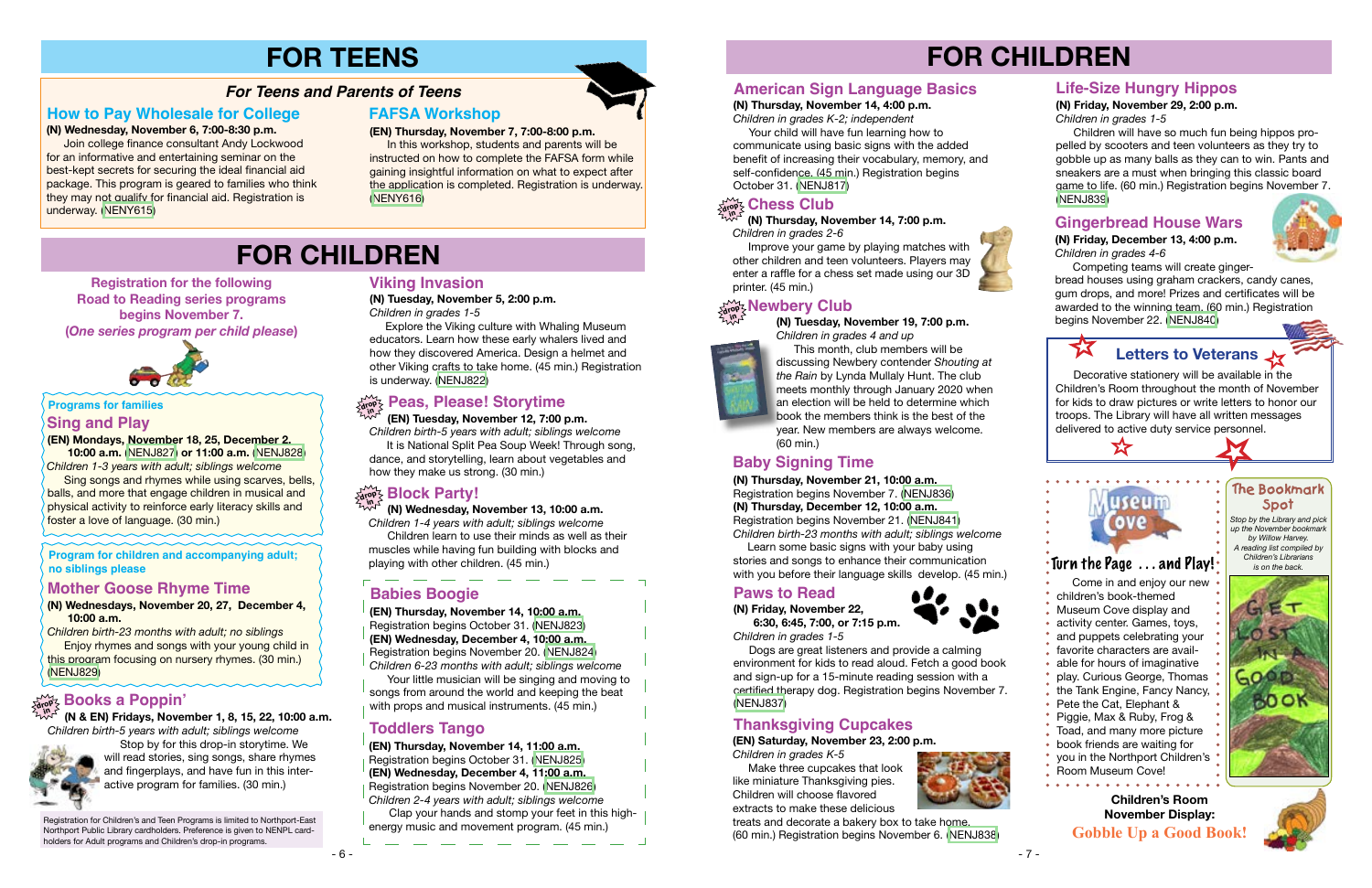# FOR TEENS

## For Teens and Parents of Teens

### How to Pay Wholesale for College

**(N) Wednesday, November 6, 7:00-8:30 p.m.**

Join college finance consultant Andy Lockwood for an informative and entertaining seminar on the best-kept secrets for securing the ideal financial aid package. This program is geared to families who think they may not qualify for financial aid. Registration is underway. (NENY615)

### FAFSA Workshop

**(EN) Thursday, November 7, 7:00-8:00 p.m.**

In this workshop, students and parents will be instructed on how to complete the FAFSA form while gaining insightful information on what to expect after the application is completed. Registration is underway. (NENY616)

# FOR CHILDREN

**Registration for the following Road to Reading series programs begins November 7. (*One series program per child please*)**

**Programs for families**

### Sing and Play

**(EN) Mondays, November 18, 25, December 2, 10:00 a.m. (NENJ827) or 11:00 a.m. (NENJ828)**

*Children 1-3 years with adult; siblings welcome*

Sing songs and rhymes while using scarves, bells, balls, and more that engage children in musical and physical activity to reinforce early literacy skills and foster a love of language. (30 min.)

**Program for children and accompanying adult; no siblings please**

### Mother Goose Rhyme Time

**(N) Wednesdays, November 20, 27, December 4, 10:00 a.m.**

*Children birth-23 months with adult; no siblings*

Enjoy rhymes and songs with your young child in this program focusing on nursery rhymes. (30 min.) (NENJ829)

### Books a Poppin' (drop in)

**(N & EN) Fridays, November 1, 8, 15, 22, 10:00 a.m.**

*Children birth-5 years with adult; siblings welcome*

Stop by for this drop-in storytime. We will read stories, sing songs, share rhymes and fingerplays, and have fun in this interactive program for families. (30 min.)

Registration for Children's and Teen Programs is limited to Northport-East Northport Public Library cardholders. Preference is given to NENPL cardholders for Adult programs and Children's drop-in programs.

### Viking Invasion

**(N) Tuesday, November 5, 2:00 p.m.**

*Children in grades 1-5*

Explore the Viking culture with Whaling Museum educators. Learn how these early whalers lived and how they discovered America. Design a helmet and other Viking crafts to take home. (45 min.) Registration is underway. (NENJ822)

### Peas, Please! Storytime (drop in)

**(EN) Tuesday, November 12, 7:00 p.m.**

*Children birth-5 with adult; siblings welcome*

It is National Split Pea Soup Week! Through song, dance, and conversation, learn about vegetables and how they make us strong. (30 min.)

### Block Party! (drop in)

**(N) Wednesday, November 13, 10:00 a.m.**

*Children 1-4 years with adult; siblings welcome*

Children learn to use their minds as well as their muscles while having fun building with blocks and playing with other children. (45 min.)

### Babies Boogie

**(EN) Thursday, November 14, 10:00 a.m.**
Registration begins October 31. (NENJ823)
**(EN) Wednesday, December 4, 10:00 a.m.**
Registration begins November 20. (NENJ824)

*Children 6-23 months with adult; siblings welcome*

Your little musician will be singing and moving to songs from around the world and keeping the beat with props and musical instruments. (45 min.)

### Toddlers Tango

**(EN) Thursday, November 14, 11:00 a.m.**
Registration begins October 31. (NENJ825)
**(EN) Wednesday, December 4, 11:00 a.m.**
Registration begins November 20. (NENJ826)

*Children 2-4 years with adult; siblings welcome*

Clap your hands and stomp your feet in this high-energy music and movement program. (45 min.)

# FOR CHILDREN

### American Sign Language Basics

**(N) Thursday, November 14, 4:00 p.m.**

*Children in grades K-2; independent*

Your child will have fun learning how to communicate using basic signs with the added benefit of increasing their vocabulary, memory, and self-confidence. (45 min.) Registration begins October 31. (NENJ817)

### Chess Club (drop in)

**(N) Thursday, November 14, 7:00 p.m.**

*Children in grades 2-6*

Improve your game by playing matches with other children and teen volunteers. Players may enter a raffle for a chess set made using our 3D printer. (45 min.)

### Newbery Club (drop in)

**(N) Tuesday, November 19, 7:00 p.m.**

*Children in grades 4 and up*

This month, club members will be discussing Newbery contender *Shouting at the Rain* by Lynda Mullaly Hunt. The club meets monthly through January 2020 when an election will be held to determine which book the members think is the best of the year. New members are always welcome. (60 min.)

### Baby Signing Time

**(N) Thursday, November 21, 10:00 a.m.**
Registration begins November 7. (NENJ836)
**(N) Thursday, December 12, 10:00 a.m.**
Registration begins November 21. (NENJ841)

*Children birth-23 months with adult; siblings welcome*

Learn some basic signs with your baby using stories and songs to enhance their communication with you before their language skills develop. (45 min.)

### Paws to Read

**(N) Friday, November 22, 6:30, 6:45, 7:00, or 7:15 p.m.**

*Children in grades 1-5*

Dogs are great listeners and provide a calming environment for kids to read aloud. Fetch a good book and sign-up for a 15-minute reading session with a certified therapy dog. Registration begins November 7. (NENJ837)

### Thanksgiving Cupcakes

**(EN) Saturday, November 23, 2:00 p.m.**

*Children in grades K-5*

Make three cupcakes that look like miniature Thanksgiving pies. Children will choose flavored extracts to make these delicious treats and decorate a bakery box to take home. (60 min.) Registration begins November 6. (NENJ838)

### Life-Size Hungry Hippos

**(N) Friday, November 29, 2:00 p.m.**

*Children in grades 1-5*

Children will have so much fun being hippos propelled by scooters and teen volunteers as they try to gobble up as many balls as they can to win. Pants and sneakers are a must when bringing this classic board game to life. (60 min.) Registration begins November 7. (NENJ839)

### Gingerbread House Wars

**(N) Friday, December 13, 4:00 p.m.**

*Children in grades 4-6*

Competing teams will create gingerbread houses using graham crackers, candy canes, gum drops, and more! Prizes and certificates will be awarded to the winning team. (60 min.) Registration begins November 22. (NENJ840)

### Letters to Veterans

Decorative stationery will be available in the Children's Room throughout the month of November for kids to draw pictures or write letters to honor our troops. The Library will have all written messages delivered to active duty service personnel.

### Museum Cove — Turn the Page . . . and Play!

Come in and enjoy our new children's book-themed Museum Cove display and activity center. Games, toys, and puppets celebrating your favorite characters are available for hours of imaginative play. Curious George, Thomas the Tank Engine, Fancy Nancy, Pete the Cat, Elephant & Piggie, Max & Ruby, Frog & Toad, and many more picture book friends are waiting for you in the Northport Children's Room Museum Cove!

### The Bookmark Spot

*Stop by the Library and pick up the November bookmark by Willow Harvey. A reading list compiled by Children's Librarians is on the back.*

**Children's Room November Display:**
**Gobble Up a Good Book!**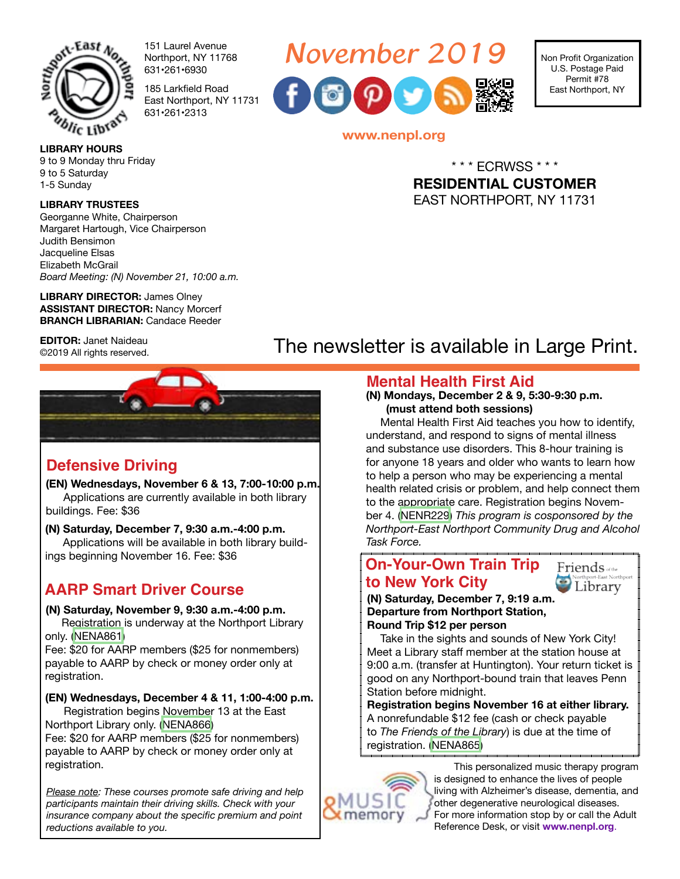151 Laurel Avenue
Northport, NY 11768
631•261•6930

185 Larkfield Road
East Northport, NY 11731
631•261•2313

# November 2019

**www.nenpl.org**

Non Profit Organization
U.S. Postage Paid
Permit #78
East Northport, NY

**LIBRARY HOURS**
9 to 9 Monday thru Friday
9 to 5 Saturday
1-5 Sunday

**LIBRARY TRUSTEES**
Georganne White, Chairperson
Margaret Hartough, Vice Chairperson
Judith Bensimon
Jacqueline Elsas
Elizabeth McGrail
*Board Meeting: (N) November 21, 10:00 a.m.*

**LIBRARY DIRECTOR:** James Olney
**ASSISTANT DIRECTOR:** Nancy Morcerf
**BRANCH LIBRARIAN:** Candace Reeder

**EDITOR:** Janet Naideau
©2019 All rights reserved.

\* \* \* ECRWSS \* \* \*
**RESIDENTIAL CUSTOMER**
EAST NORTHPORT, NY 11731

The newsletter is available in Large Print.

## Defensive Driving

**(EN) Wednesdays, November 6 & 13, 7:00-10:00 p.m.**
Applications are currently available in both library buildings. Fee: $36

**(N) Saturday, December 7, 9:30 a.m.-4:00 p.m.**
Applications will be available in both library buildings beginning November 16. Fee: $36

## AARP Smart Driver Course

**(N) Saturday, November 9, 9:30 a.m.-4:00 p.m.**
Registration is underway at the Northport Library only. (NENA861)
Fee: $20 for AARP members ($25 for nonmembers) payable to AARP by check or money order only at registration.

**(EN) Wednesdays, December 4 & 11, 1:00-4:00 p.m.**
Registration begins November 13 at the East Northport Library only. (NENA866)
Fee: $20 for AARP members ($25 for nonmembers) payable to AARP by check or money order only at registration.

*Please note: These courses promote safe driving and help participants maintain their driving skills. Check with your insurance company about the specific premium and point reductions available to you.*

## Mental Health First Aid

**(N) Mondays, December 2 & 9, 5:30-9:30 p.m. (must attend both sessions)**
Mental Health First Aid teaches you how to identify, understand, and respond to signs of mental illness and substance use disorders. This 8-hour training is for anyone 18 years and older who wants to learn how to help a person who may be experiencing a mental health related crisis or problem, and help connect them to the appropriate care. Registration begins November 4. (NENR229) *This program is cosponsored by the Northport-East Northport Community Drug and Alcohol Task Force.*

## On-Your-Own Train Trip to New York City

Friends of the Northport-East Northport Library

**(N) Saturday, December 7, 9:19 a.m.**
**Departure from Northport Station,**
**Round Trip $12 per person**
Take in the sights and sounds of New York City! Meet a Library staff member at the station house at 9:00 a.m. (transfer at Huntington). Your return ticket is good on any Northport-bound train that leaves Penn Station before midnight.
**Registration begins November 16 at either library.**
A nonrefundable $12 fee (cash or check payable to *The Friends of the Library*) is due at the time of registration. (NENA865)

Music & memory

This personalized music therapy program is designed to enhance the lives of people living with Alzheimer's disease, dementia, and other degenerative neurological diseases. For more information stop by or call the Adult Reference Desk, or visit **www.nenpl.org**.